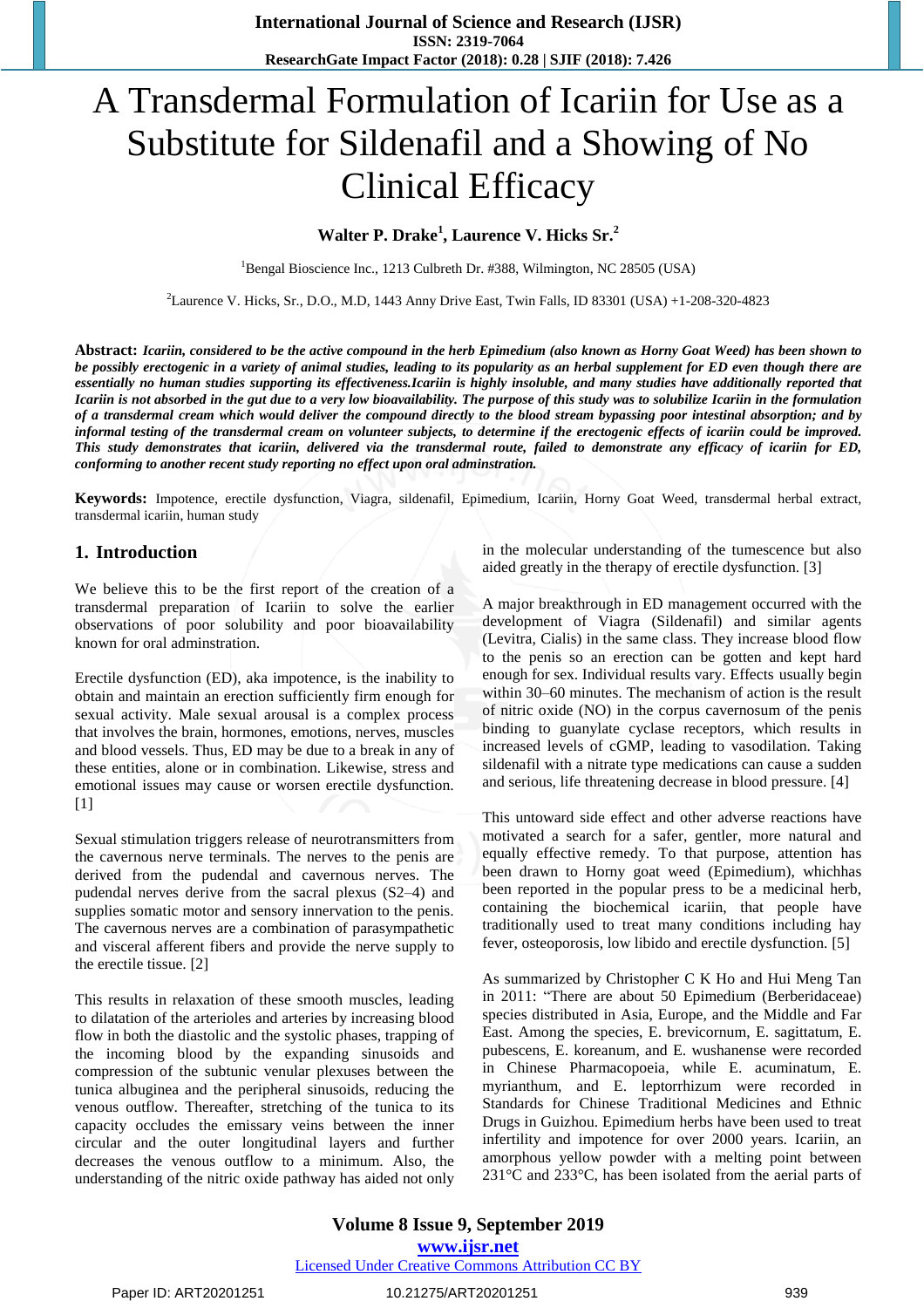# A Transdermal Formulation of Icariin for Use as a Substitute for Sildenafil and a Showing of No Clinical Efficacy

**Walter P. Drake[1], Laurence V. Hicks Sr.[2]**

[1]Bengal Bioscience Inc., 1213 Culbreth Dr. #388, Wilmington, NC 28505 (USA)

[2]Laurence V. Hicks, Sr., D.O., M.D, 1443 Anny Drive East, Twin Falls, ID 83301 (USA) +1-208-320-4823

**Abstract:** ***Icariin, considered to be the active compound in the herb Epimedium (also known as Horny Goat Weed) has been shown to be possibly erectogenic in a variety of animal studies, leading to its popularity as an herbal supplement for ED even though there are essentially no human studies supporting its effectiveness.Icariin is highly insoluble, and many studies have additionally reported that Icariin is not absorbed in the gut due to a very low bioavailability. The purpose of this study was to solubilize Icariin in the formulation of a transdermal cream which would deliver the compound directly to the blood stream bypassing poor intestinal absorption; and by informal testing of the transdermal cream on volunteer subjects, to determine if the erectogenic effects of icariin could be improved. This study demonstrates that icariin, delivered via the transdermal route, failed to demonstrate any efficacy of icariin for ED, conforming to another recent study reporting no effect upon oral adminstration.***

**Keywords:** Impotence, erectile dysfunction, Viagra, sildenafil, Epimedium, Icariin, Horny Goat Weed, transdermal herbal extract, transdermal icariin, human study

## 1. Introduction

We believe this to be the first report of the creation of a transdermal preparation of Icariin to solve the earlier observations of poor solubility and poor bioavailability known for oral adminstration.

Erectile dysfunction (ED), aka impotence, is the inability to obtain and maintain an erection sufficiently firm enough for sexual activity. Male sexual arousal is a complex process that involves the brain, hormones, emotions, nerves, muscles and blood vessels. Thus, ED may be due to a break in any of these entities, alone or in combination. Likewise, stress and emotional issues may cause or worsen erectile dysfunction. [1]

Sexual stimulation triggers release of neurotransmitters from the cavernous nerve terminals. The nerves to the penis are derived from the pudendal and cavernous nerves. The pudendal nerves derive from the sacral plexus (S2–4) and supplies somatic motor and sensory innervation to the penis. The cavernous nerves are a combination of parasympathetic and visceral afferent fibers and provide the nerve supply to the erectile tissue. [2]

This results in relaxation of these smooth muscles, leading to dilatation of the arterioles and arteries by increasing blood flow in both the diastolic and the systolic phases, trapping of the incoming blood by the expanding sinusoids and compression of the subtunic venular plexuses between the tunica albuginea and the peripheral sinusoids, reducing the venous outflow. Thereafter, stretching of the tunica to its capacity occludes the emissary veins between the inner circular and the outer longitudinal layers and further decreases the venous outflow to a minimum. Also, the understanding of the nitric oxide pathway has aided not only in the molecular understanding of the tumescence but also aided greatly in the therapy of erectile dysfunction. [3]

A major breakthrough in ED management occurred with the development of Viagra (Sildenafil) and similar agents (Levitra, Cialis) in the same class. They increase blood flow to the penis so an erection can be gotten and kept hard enough for sex. Individual results vary. Effects usually begin within 30–60 minutes. The mechanism of action is the result of nitric oxide (NO) in the corpus cavernosum of the penis binding to guanylate cyclase receptors, which results in increased levels of cGMP, leading to vasodilation. Taking sildenafil with a nitrate type medications can cause a sudden and serious, life threatening decrease in blood pressure. [4]

This untoward side effect and other adverse reactions have motivated a search for a safer, gentler, more natural and equally effective remedy. To that purpose, attention has been drawn to Horny goat weed (Epimedium), whichhas been reported in the popular press to be a medicinal herb, containing the biochemical icariin, that people have traditionally used to treat many conditions including hay fever, osteoporosis, low libido and erectile dysfunction. [5]

As summarized by Christopher C K Ho and Hui Meng Tan in 2011: "There are about 50 Epimedium (Berberidaceae) species distributed in Asia, Europe, and the Middle and Far East. Among the species, E. brevicornum, E. sagittatum, E. pubescens, E. koreanum, and E. wushanense were recorded in Chinese Pharmacopoeia, while E. acuminatum, E. myrianthum, and E. leptorrhizum were recorded in Standards for Chinese Traditional Medicines and Ethnic Drugs in Guizhou. Epimedium herbs have been used to treat infertility and impotence for over 2000 years. Icariin, an amorphous yellow powder with a melting point between 231°C and 233°C, has been isolated from the aerial parts of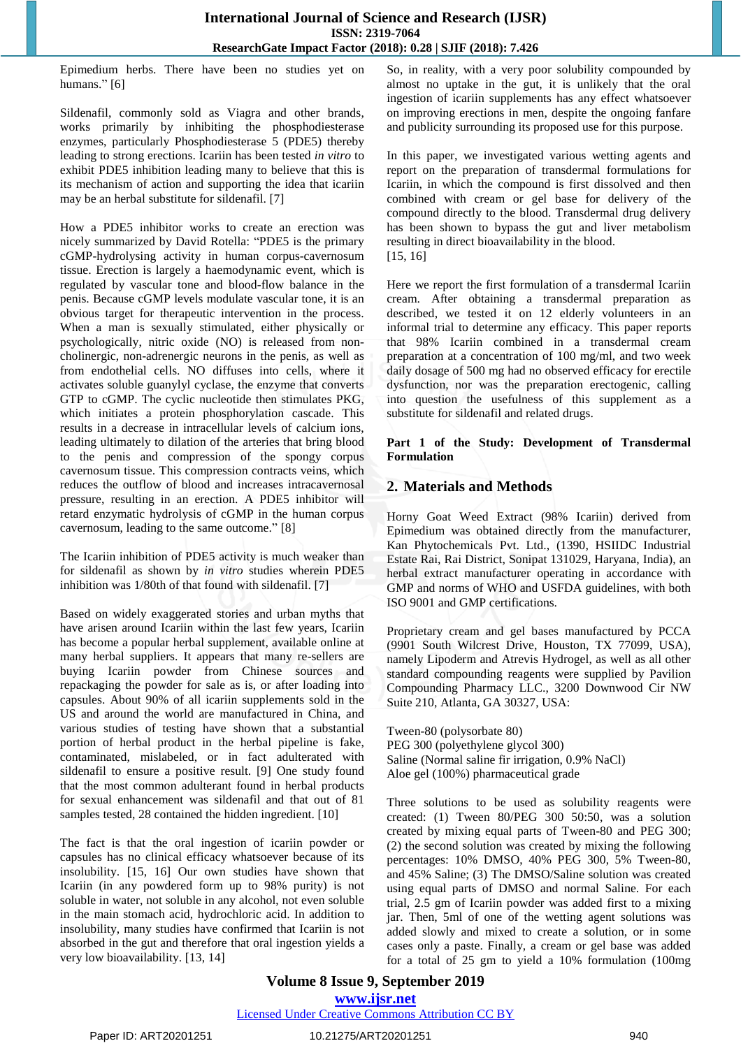Epimedium herbs. There have been no studies yet on humans." [6]

Sildenafil, commonly sold as Viagra and other brands, works primarily by inhibiting the phosphodiesterase enzymes, particularly Phosphodiesterase 5 (PDE5) thereby leading to strong erections. Icariin has been tested *in vitro* to exhibit PDE5 inhibition leading many to believe that this is its mechanism of action and supporting the idea that icariin may be an herbal substitute for sildenafil. [7]

How a PDE5 inhibitor works to create an erection was nicely summarized by David Rotella: "PDE5 is the primary cGMP-hydrolysing activity in human corpus-cavernosum tissue. Erection is largely a haemodynamic event, which is regulated by vascular tone and blood-flow balance in the penis. Because cGMP levels modulate vascular tone, it is an obvious target for therapeutic intervention in the process. When a man is sexually stimulated, either physically or psychologically, nitric oxide (NO) is released from non-cholinergic, non-adrenergic neurons in the penis, as well as from endothelial cells. NO diffuses into cells, where it activates soluble guanylyl cyclase, the enzyme that converts GTP to cGMP. The cyclic nucleotide then stimulates PKG, which initiates a protein phosphorylation cascade. This results in a decrease in intracellular levels of calcium ions, leading ultimately to dilation of the arteries that bring blood to the penis and compression of the spongy corpus cavernosum tissue. This compression contracts veins, which reduces the outflow of blood and increases intracavernosal pressure, resulting in an erection. A PDE5 inhibitor will retard enzymatic hydrolysis of cGMP in the human corpus cavernosum, leading to the same outcome." [8]

The Icariin inhibition of PDE5 activity is much weaker than for sildenafil as shown by *in vitro* studies wherein PDE5 inhibition was 1/80th of that found with sildenafil. [7]

Based on widely exaggerated stories and urban myths that have arisen around Icariin within the last few years, Icariin has become a popular herbal supplement, available online at many herbal suppliers. It appears that many re-sellers are buying Icariin powder from Chinese sources and repackaging the powder for sale as is, or after loading into capsules. About 90% of all icariin supplements sold in the US and around the world are manufactured in China, and various studies of testing have shown that a substantial portion of herbal product in the herbal pipeline is fake, contaminated, mislabeled, or in fact adulterated with sildenafil to ensure a positive result. [9] One study found that the most common adulterant found in herbal products for sexual enhancement was sildenafil and that out of 81 samples tested, 28 contained the hidden ingredient. [10]

The fact is that the oral ingestion of icariin powder or capsules has no clinical efficacy whatsoever because of its insolubility. [15, 16] Our own studies have shown that Icariin (in any powdered form up to 98% purity) is not soluble in water, not soluble in any alcohol, not even soluble in the main stomach acid, hydrochloric acid. In addition to insolubility, many studies have confirmed that Icariin is not absorbed in the gut and therefore that oral ingestion yields a very low bioavailability. [13, 14]

So, in reality, with a very poor solubility compounded by almost no uptake in the gut, it is unlikely that the oral ingestion of icariin supplements has any effect whatsoever on improving erections in men, despite the ongoing fanfare and publicity surrounding its proposed use for this purpose.

In this paper, we investigated various wetting agents and report on the preparation of transdermal formulations for Icariin, in which the compound is first dissolved and then combined with cream or gel base for delivery of the compound directly to the blood. Transdermal drug delivery has been shown to bypass the gut and liver metabolism resulting in direct bioavailability in the blood. [15, 16]

Here we report the first formulation of a transdermal Icariin cream. After obtaining a transdermal preparation as described, we tested it on 12 elderly volunteers in an informal trial to determine any efficacy. This paper reports that 98% Icariin combined in a transdermal cream preparation at a concentration of 100 mg/ml, and two week daily dosage of 500 mg had no observed efficacy for erectile dysfunction, nor was the preparation erectogenic, calling into question the usefulness of this supplement as a substitute for sildenafil and related drugs.

**Part 1 of the Study: Development of Transdermal Formulation**

## 2. Materials and Methods

Horny Goat Weed Extract (98% Icariin) derived from Epimedium was obtained directly from the manufacturer, Kan Phytochemicals Pvt. Ltd., (1390, HSIIDC Industrial Estate Rai, Rai District, Sonipat 131029, Haryana, India), an herbal extract manufacturer operating in accordance with GMP and norms of WHO and USFDA guidelines, with both ISO 9001 and GMP certifications.

Proprietary cream and gel bases manufactured by PCCA (9901 South Wilcrest Drive, Houston, TX 77099, USA), namely Lipoderm and Atrevis Hydrogel, as well as all other standard compounding reagents were supplied by Pavilion Compounding Pharmacy LLC., 3200 Downwood Cir NW Suite 210, Atlanta, GA 30327, USA:

Tween-80 (polysorbate 80)
PEG 300 (polyethylene glycol 300)
Saline (Normal saline fir irrigation, 0.9% NaCl)
Aloe gel (100%) pharmaceutical grade

Three solutions to be used as solubility reagents were created: (1) Tween 80/PEG 300 50:50, was a solution created by mixing equal parts of Tween-80 and PEG 300; (2) the second solution was created by mixing the following percentages: 10% DMSO, 40% PEG 300, 5% Tween-80, and 45% Saline; (3) The DMSO/Saline solution was created using equal parts of DMSO and normal Saline. For each trial, 2.5 gm of Icariin powder was added first to a mixing jar. Then, 5ml of one of the wetting agent solutions was added slowly and mixed to create a solution, or in some cases only a paste. Finally, a cream or gel base was added for a total of 25 gm to yield a 10% formulation (100mg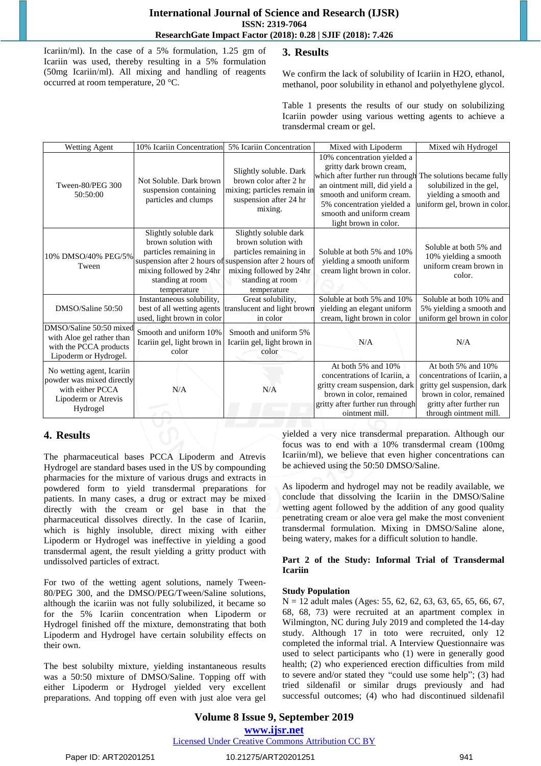Icariin/ml). In the case of a 5% formulation, 1.25 gm of Icariin was used, thereby resulting in a 5% formulation (50mg Icariin/ml). All mixing and handling of reagents occurred at room temperature, 20 °C.

## 3. Results

We confirm the lack of solubility of Icariin in H2O, ethanol, methanol, poor solubility in ethanol and polyethylene glycol.

Table 1 presents the results of our study on solubilizing Icariin powder using various wetting agents to achieve a transdermal cream or gel.

| Wetting Agent | 10% Icariin Concentration | 5% Icariin Concentration | Mixed with Lipoderm | Mixed wih Hydrogel |
|---|---|---|---|---|
| Tween-80/PEG 300 50:50:00 | Not Soluble. Dark brown suspension containing particles and clumps | Slightly soluble. Dark brown color after 2 hr mixing; particles remain in suspension after 24 hr mixing. | 10% concentration yielded a gritty dark brown cream, which after further run through an ointment mill, did yield a smooth and uniform cream. 5% concentration yielded a smooth and uniform cream light brown in color. | The solutions became fully solubilized in the gel, yielding a smooth and uniform gel, brown in color. |
| 10% DMSO/40% PEG/5% Tween | Slightly soluble dark brown solution with particles remaining in suspension after 2 hours of mixing followed by 24hr standing at room temperature | Slightly soluble dark brown solution with particles remaining in suspension after 2 hours of mixing followed by 24hr standing at room temperature | Soluble at both 5% and 10% yielding a smooth uniform cream light brown in color. | Soluble at both 5% and 10% yielding a smooth uniform cream brown in color. |
| DMSO/Saline 50:50 | Instantaneous solubility, best of all wetting agents used, light brown in color | Great solubility, translucent and light brown in color | Soluble at both 5% and 10% yielding an elegant uniform cream, light brown in color | Soluble at both 10% and 5% yielding a smooth and uniform gel brown in color |
| DMSO/Saline 50:50 mixed with Aloe gel rather than with the PCCA products Lipoderm or Hydrogel. | Smooth and uniform 10% Icariin gel, light brown in color | Smooth and uniform 5% Icariin gel, light brown in color | N/A | N/A |
| No wetting agent, Icariin powder was mixed directly with either PCCA Lipoderm or Atrevis Hydrogel | N/A | N/A | At both 5% and 10% concentrations of Icariin, a gritty cream suspension, dark brown in color, remained gritty after further run through ointment mill. | At both 5% and 10% concentrations of Icariin, a gritty gel suspension, dark brown in color, remained gritty after further run through ointment mill. |

## 4. Results

The pharmaceutical bases PCCA Lipoderm and Atrevis Hydrogel are standard bases used in the US by compounding pharmacies for the mixture of various drugs and extracts in powdered form to yield transdermal preparations for patients. In many cases, a drug or extract may be mixed directly with the cream or gel base in that the pharmaceutical dissolves directly. In the case of Icariin, which is highly insoluble, direct mixing with either Lipoderm or Hydrogel was ineffective in yielding a good transdermal agent, the result yielding a gritty product with undissolved particles of extract.

For two of the wetting agent solutions, namely Tween-80/PEG 300, and the DMSO/PEG/Tween/Saline solutions, although the icariin was not fully solubilized, it became so for the 5% Icariin concentration when Lipoderm or Hydrogel finished off the mixture, demonstrating that both Lipoderm and Hydrogel have certain solubility effects on their own.

The best solubilty mixture, yielding instantaneous results was a 50:50 mixture of DMSO/Saline. Topping off with either Lipoderm or Hydrogel yielded excellent preparations. And topping off even with just aloe vera gel yielded a very nice transdermal preparation. Although our focus was to end with a 10% transdermal cream (100mg Icariin/ml), we believe that even higher concentrations can be achieved using the 50:50 DMSO/Saline.

As lipoderm and hydrogel may not be readily available, we conclude that dissolving the Icariin in the DMSO/Saline wetting agent followed by the addition of any good quality penetrating cream or aloe vera gel make the most convenient transdermal formulation. Mixing in DMSO/Saline alone, being watery, makes for a difficult solution to handle.

**Part 2 of the Study: Informal Trial of Transdermal Icariin**

**Study Population**

N = 12 adult males (Ages: 55, 62, 62, 63, 63, 65, 65, 66, 67, 68, 68, 73) were recruited at an apartment complex in Wilmington, NC during July 2019 and completed the 14-day study. Although 17 in toto were recruited, only 12 completed the informal trial. A Interview Questionnaire was used to select participants who (1) were in generally good health; (2) who experienced erection difficulties from mild to severe and/or stated they "could use some help"; (3) had tried sildenafil or similar drugs previously and had successful outcomes; (4) who had discontinued sildenafil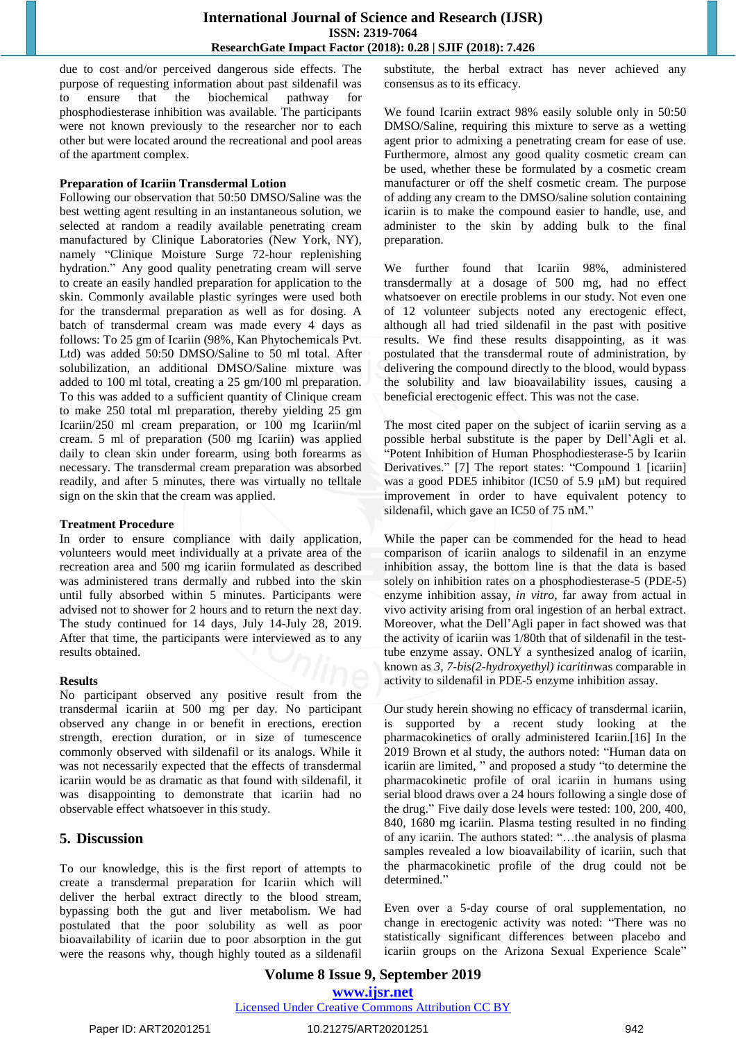due to cost and/or perceived dangerous side effects. The purpose of requesting information about past sildenafil was to ensure that the biochemical pathway for phosphodiesterase inhibition was available. The participants were not known previously to the researcher nor to each other but were located around the recreational and pool areas of the apartment complex.

**Preparation of Icariin Transdermal Lotion**

Following our observation that 50:50 DMSO/Saline was the best wetting agent resulting in an instantaneous solution, we selected at random a readily available penetrating cream manufactured by Clinique Laboratories (New York, NY), namely "Clinique Moisture Surge 72-hour replenishing hydration." Any good quality penetrating cream will serve to create an easily handled preparation for application to the skin. Commonly available plastic syringes were used both for the transdermal preparation as well as for dosing. A batch of transdermal cream was made every 4 days as follows: To 25 gm of Icariin (98%, Kan Phytochemicals Pvt. Ltd) was added 50:50 DMSO/Saline to 50 ml total. After solubilization, an additional DMSO/Saline mixture was added to 100 ml total, creating a 25 gm/100 ml preparation. To this was added to a sufficient quantity of Clinique cream to make 250 total ml preparation, thereby yielding 25 gm Icariin/250 ml cream preparation, or 100 mg Icariin/ml cream. 5 ml of preparation (500 mg Icariin) was applied daily to clean skin under forearm, using both forearms as necessary. The transdermal cream preparation was absorbed readily, and after 5 minutes, there was virtually no telltale sign on the skin that the cream was applied.

**Treatment Procedure**

In order to ensure compliance with daily application, volunteers would meet individually at a private area of the recreation area and 500 mg icariin formulated as described was administered trans dermally and rubbed into the skin until fully absorbed within 5 minutes. Participants were advised not to shower for 2 hours and to return the next day. The study continued for 14 days, July 14-July 28, 2019. After that time, the participants were interviewed as to any results obtained.

**Results**

No participant observed any positive result from the transdermal icariin at 500 mg per day. No participant observed any change in or benefit in erections, erection strength, erection duration, or in size of tumescence commonly observed with sildenafil or its analogs. While it was not necessarily expected that the effects of transdermal icariin would be as dramatic as that found with sildenafil, it was disappointing to demonstrate that icariin had no observable effect whatsoever in this study.

## 5. Discussion

To our knowledge, this is the first report of attempts to create a transdermal preparation for Icariin which will deliver the herbal extract directly to the blood stream, bypassing both the gut and liver metabolism. We had postulated that the poor solubility as well as poor bioavailability of icariin due to poor absorption in the gut were the reasons why, though highly touted as a sildenafil substitute, the herbal extract has never achieved any consensus as to its efficacy.

We found Icariin extract 98% easily soluble only in 50:50 DMSO/Saline, requiring this mixture to serve as a wetting agent prior to admixing a penetrating cream for ease of use. Furthermore, almost any good quality cosmetic cream can be used, whether these be formulated by a cosmetic cream manufacturer or off the shelf cosmetic cream. The purpose of adding any cream to the DMSO/saline solution containing icariin is to make the compound easier to handle, use, and administer to the skin by adding bulk to the final preparation.

We further found that Icariin 98%, administered transdermally at a dosage of 500 mg, had no effect whatsoever on erectile problems in our study. Not even one of 12 volunteer subjects noted any erectogenic effect, although all had tried sildenafil in the past with positive results. We find these results disappointing, as it was postulated that the transdermal route of administration, by delivering the compound directly to the blood, would bypass the solubility and law bioavailability issues, causing a beneficial erectogenic effect. This was not the case.

The most cited paper on the subject of icariin serving as a possible herbal substitute is the paper by Dell'Agli et al. "Potent Inhibition of Human Phosphodiesterase-5 by Icariin Derivatives." [7] The report states: "Compound 1 [icariin] was a good PDE5 inhibitor (IC50 of 5.9 μM) but required improvement in order to have equivalent potency to sildenafil, which gave an IC50 of 75 nM."

While the paper can be commended for the head to head comparison of icariin analogs to sildenafil in an enzyme inhibition assay, the bottom line is that the data is based solely on inhibition rates on a phosphodiesterase-5 (PDE-5) enzyme inhibition assay, *in vitro*, far away from actual in vivo activity arising from oral ingestion of an herbal extract. Moreover, what the Dell'Agli paper in fact showed was that the activity of icariin was 1/80th that of sildenafil in the test-tube enzyme assay. ONLY a synthesized analog of icariin, known as *3, 7-bis(2-hydroxyethyl) icaritin*was comparable in activity to sildenafil in PDE-5 enzyme inhibition assay.

Our study herein showing no efficacy of transdermal icariin, is supported by a recent study looking at the pharmacokinetics of orally administered Icariin.[16] In the 2019 Brown et al study, the authors noted: "Human data on icariin are limited, " and proposed a study "to determine the pharmacokinetic profile of oral icariin in humans using serial blood draws over a 24 hours following a single dose of the drug." Five daily dose levels were tested: 100, 200, 400, 840, 1680 mg icariin. Plasma testing resulted in no finding of any icariin. The authors stated: "…the analysis of plasma samples revealed a low bioavailability of icariin, such that the pharmacokinetic profile of the drug could not be determined."

Even over a 5-day course of oral supplementation, no change in erectogenic activity was noted: "There was no statistically significant differences between placebo and icariin groups on the Arizona Sexual Experience Scale"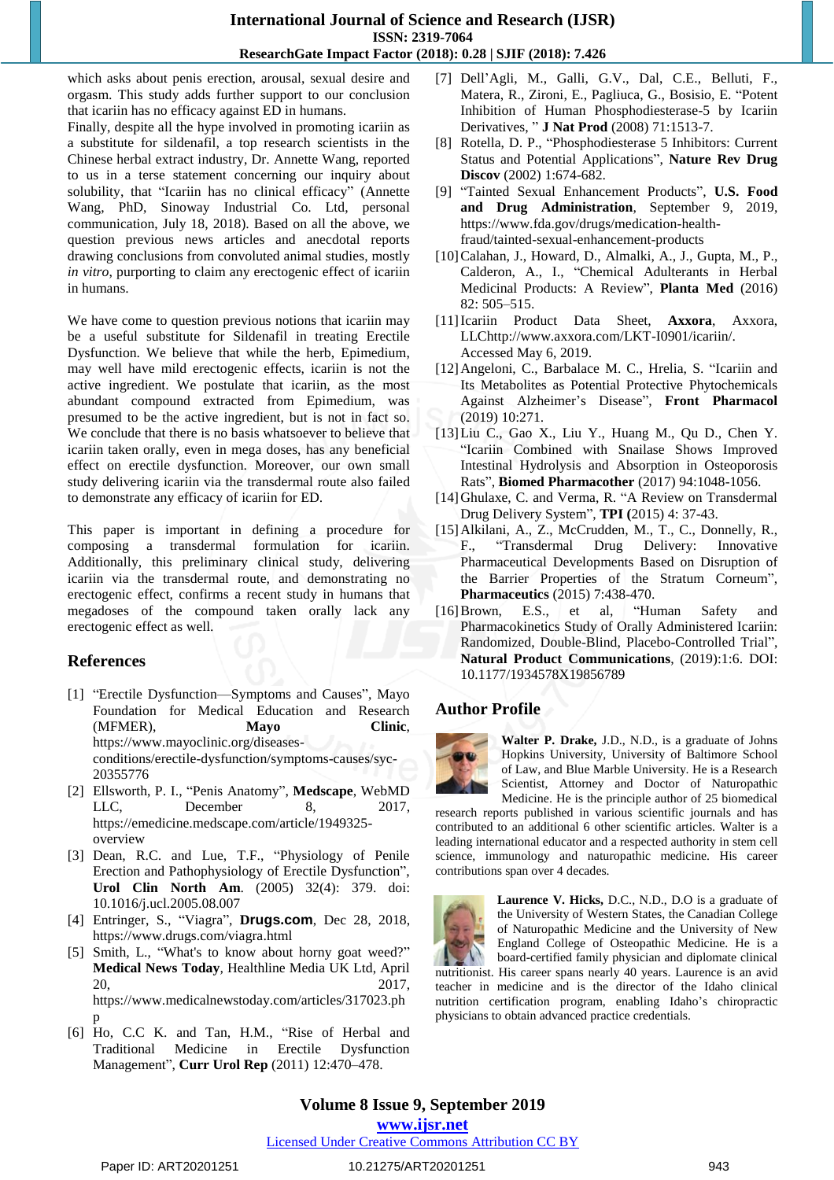which asks about penis erection, arousal, sexual desire and orgasm. This study adds further support to our conclusion that icariin has no efficacy against ED in humans.

Finally, despite all the hype involved in promoting icariin as a substitute for sildenafil, a top research scientists in the Chinese herbal extract industry, Dr. Annette Wang, reported to us in a terse statement concerning our inquiry about solubility, that "Icariin has no clinical efficacy" (Annette Wang, PhD, Sinoway Industrial Co. Ltd, personal communication, July 18, 2018). Based on all the above, we question previous news articles and anecdotal reports drawing conclusions from convoluted animal studies, mostly *in vitro*, purporting to claim any erectogenic effect of icariin in humans.

We have come to question previous notions that icariin may be a useful substitute for Sildenafil in treating Erectile Dysfunction. We believe that while the herb, Epimedium, may well have mild erectogenic effects, icariin is not the active ingredient. We postulate that icariin, as the most abundant compound extracted from Epimedium, was presumed to be the active ingredient, but is not in fact so. We conclude that there is no basis whatsoever to believe that icariin taken orally, even in mega doses, has any beneficial effect on erectile dysfunction. Moreover, our own small study delivering icariin via the transdermal route also failed to demonstrate any efficacy of icariin for ED.

This paper is important in defining a procedure for composing a transdermal formulation for icariin. Additionally, this preliminary clinical study, delivering icariin via the transdermal route, and demonstrating no erectogenic effect, confirms a recent study in humans that megadoses of the compound taken orally lack any erectogenic effect as well.

## References

[1] "Erectile Dysfunction—Symptoms and Causes", Mayo Foundation for Medical Education and Research (MFMER), **Mayo Clinic**, https://www.mayoclinic.org/diseases-conditions/erectile-dysfunction/symptoms-causes/syc-20355776

[2] Ellsworth, P. I., "Penis Anatomy", **Medscape**, WebMD LLC, December 8, 2017, https://emedicine.medscape.com/article/1949325-overview

[3] Dean, R.C. and Lue, T.F., "Physiology of Penile Erection and Pathophysiology of Erectile Dysfunction", **Urol Clin North Am**. (2005) 32(4): 379. doi: 10.1016/j.ucl.2005.08.007

[4] Entringer, S., "Viagra", **Drugs.com**, Dec 28, 2018, https://www.drugs.com/viagra.html

[5] Smith, L., "What's to know about horny goat weed?" **Medical News Today**, Healthline Media UK Ltd, April 20, 2017, https://www.medicalnewstoday.com/articles/317023.php

[6] Ho, C.C K. and Tan, H.M., "Rise of Herbal and Traditional Medicine in Erectile Dysfunction Management", **Curr Urol Rep** (2011) 12:470–478.

[7] Dell'Agli, M., Galli, G.V., Dal, C.E., Belluti, F., Matera, R., Zironi, E., Pagliuca, G., Bosisio, E. "Potent Inhibition of Human Phosphodiesterase-5 by Icariin Derivatives, " **J Nat Prod** (2008) 71:1513-7.

[8] Rotella, D. P., "Phosphodiesterase 5 Inhibitors: Current Status and Potential Applications", **Nature Rev Drug Discov** (2002) 1:674-682.

[9] "Tainted Sexual Enhancement Products", **U.S. Food and Drug Administration**, September 9, 2019, https://www.fda.gov/drugs/medication-health-fraud/tainted-sexual-enhancement-products

[10] Calahan, J., Howard, D., Almalki, A., J., Gupta, M., P., Calderon, A., I., "Chemical Adulterants in Herbal Medicinal Products: A Review", **Planta Med** (2016) 82: 505–515.

[11] Icariin Product Data Sheet, **Axxora**, Axxora, LLChttp://www.axxora.com/LKT-I0901/icariin/. Accessed May 6, 2019.

[12] Angeloni, C., Barbalace M. C., Hrelia, S. "Icariin and Its Metabolites as Potential Protective Phytochemicals Against Alzheimer's Disease", **Front Pharmacol** (2019) 10:271.

[13] Liu C., Gao X., Liu Y., Huang M., Qu D., Chen Y. "Icariin Combined with Snailase Shows Improved Intestinal Hydrolysis and Absorption in Osteoporosis Rats", **Biomed Pharmacother** (2017) 94:1048-1056.

[14] Ghulaxe, C. and Verma, R. "A Review on Transdermal Drug Delivery System", **TPI (**2015) 4: 37-43.

[15] Alkilani, A., Z., McCrudden, M., T., C., Donnelly, R., F., "Transdermal Drug Delivery: Innovative Pharmaceutical Developments Based on Disruption of the Barrier Properties of the Stratum Corneum", **Pharmaceutics** (2015) 7:438-470.

[16] Brown, E.S., et al, "Human Safety and Pharmacokinetics Study of Orally Administered Icariin: Randomized, Double-Blind, Placebo-Controlled Trial", **Natural Product Communications**, (2019):1:6. DOI: 10.1177/1934578X19856789

## Author Profile

**Walter P. Drake,** J.D., N.D., is a graduate of Johns Hopkins University, University of Baltimore School of Law, and Blue Marble University. He is a Research Scientist, Attorney and Doctor of Naturopathic Medicine. He is the principle author of 25 biomedical research reports published in various scientific journals and has contributed to an additional 6 other scientific articles. Walter is a leading international educator and a respected authority in stem cell science, immunology and naturopathic medicine. His career contributions span over 4 decades.

**Laurence V. Hicks,** D.C., N.D., D.O is a graduate of the University of Western States, the Canadian College of Naturopathic Medicine and the University of New England College of Osteopathic Medicine. He is a board-certified family physician and diplomate clinical nutritionist. His career spans nearly 40 years. Laurence is an avid teacher in medicine and is the director of the Idaho clinical nutrition certification program, enabling Idaho's chiropractic physicians to obtain advanced practice credentials.